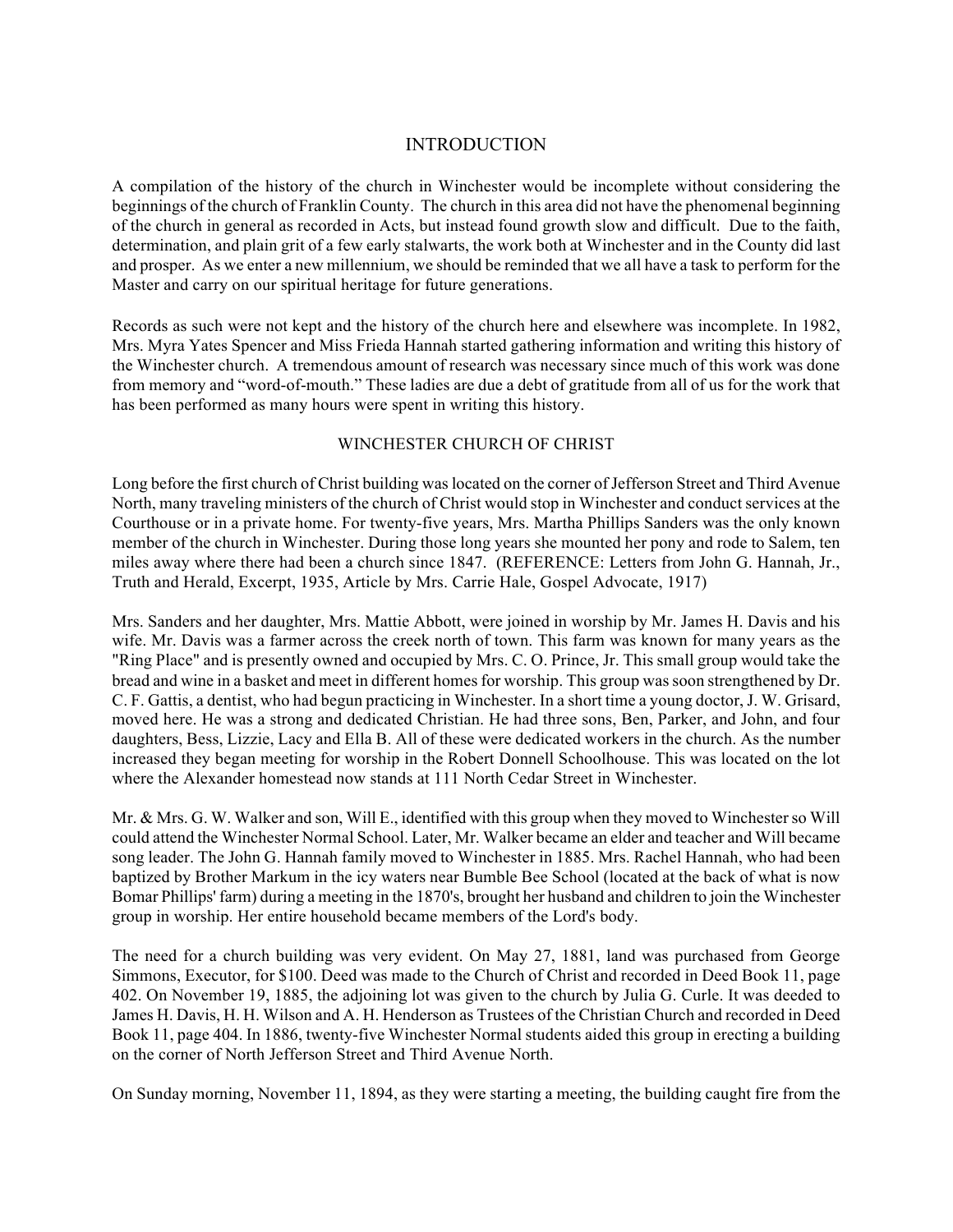## INTRODUCTION

A compilation of the history of the church in Winchester would be incomplete without considering the beginnings of the church of Franklin County. The church in this area did not have the phenomenal beginning of the church in general as recorded in Acts, but instead found growth slow and difficult. Due to the faith, determination, and plain grit of a few early stalwarts, the work both at Winchester and in the County did last and prosper. As we enter a new millennium, we should be reminded that we all have a task to perform for the Master and carry on our spiritual heritage for future generations.

Records as such were not kept and the history of the church here and elsewhere was incomplete. In 1982, Mrs. Myra Yates Spencer and Miss Frieda Hannah started gathering information and writing this history of the Winchester church. A tremendous amount of research was necessary since much of this work was done from memory and "word-of-mouth." These ladies are due a debt of gratitude from all of us for the work that has been performed as many hours were spent in writing this history.

## WINCHESTER CHURCH OF CHRIST

Long before the first church of Christ building was located on the corner of Jefferson Street and Third Avenue North, many traveling ministers of the church of Christ would stop in Winchester and conduct services at the Courthouse or in a private home. For twenty-five years, Mrs. Martha Phillips Sanders was the only known member of the church in Winchester. During those long years she mounted her pony and rode to Salem, ten miles away where there had been a church since 1847. (REFERENCE: Letters from John G. Hannah, Jr., Truth and Herald, Excerpt, 1935, Article by Mrs. Carrie Hale, Gospel Advocate, 1917)

Mrs. Sanders and her daughter, Mrs. Mattie Abbott, were joined in worship by Mr. James H. Davis and his wife. Mr. Davis was a farmer across the creek north of town. This farm was known for many years as the "Ring Place" and is presently owned and occupied by Mrs. C. O. Prince, Jr. This small group would take the bread and wine in a basket and meet in different homes for worship. This group was soon strengthened by Dr. C. F. Gattis, a dentist, who had begun practicing in Winchester. In a short time a young doctor, J. W. Grisard, moved here. He was a strong and dedicated Christian. He had three sons, Ben, Parker, and John, and four daughters, Bess, Lizzie, Lacy and Ella B. All of these were dedicated workers in the church. As the number increased they began meeting for worship in the Robert Donnell Schoolhouse. This was located on the lot where the Alexander homestead now stands at 111 North Cedar Street in Winchester.

Mr. & Mrs. G. W. Walker and son, Will E., identified with this group when they moved to Winchester so Will could attend the Winchester Normal School. Later, Mr. Walker became an elder and teacher and Will became song leader. The John G. Hannah family moved to Winchester in 1885. Mrs. Rachel Hannah, who had been baptized by Brother Markum in the icy waters near Bumble Bee School (located at the back of what is now Bomar Phillips' farm) during a meeting in the 1870's, brought her husband and children to join the Winchester group in worship. Her entire household became members of the Lord's body.

The need for a church building was very evident. On May 27, 1881, land was purchased from George Simmons, Executor, for $100. Deed was made to the Church of Christ and recorded in Deed Book 11, page 402. On November 19, 1885, the adjoining lot was given to the church by Julia G. Curle. It was deeded to James H. Davis, H. H. Wilson and A. H. Henderson as Trustees of the Christian Church and recorded in Deed Book 11, page 404. In 1886, twenty-five Winchester Normal students aided this group in erecting a building on the corner of North Jefferson Street and Third Avenue North.

On Sunday morning, November 11, 1894, as they were starting a meeting, the building caught fire from the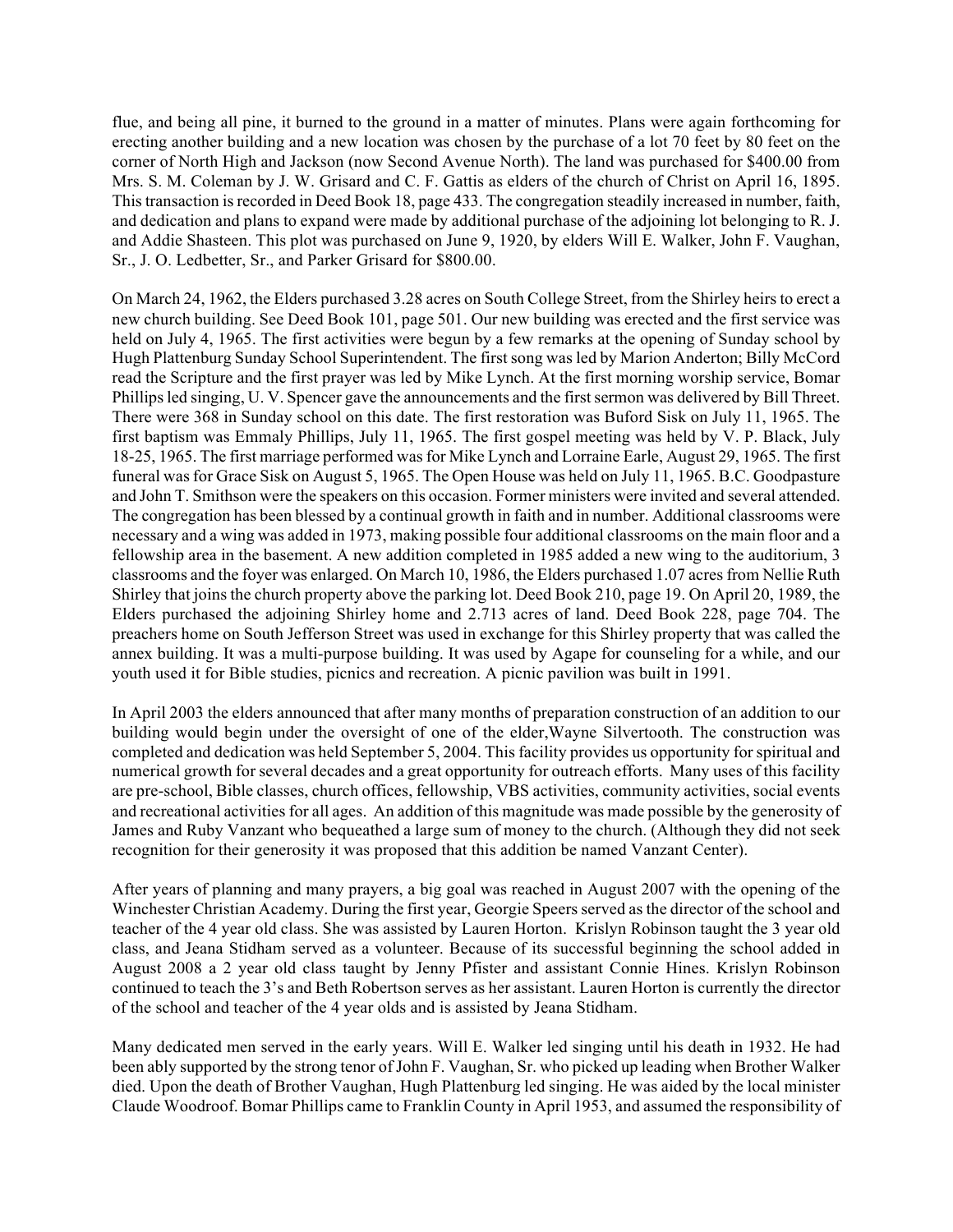flue, and being all pine, it burned to the ground in a matter of minutes. Plans were again forthcoming for erecting another building and a new location was chosen by the purchase of a lot 70 feet by 80 feet on the corner of North High and Jackson (now Second Avenue North). The land was purchased for $400.00 from Mrs. S. M. Coleman by J. W. Grisard and C. F. Gattis as elders of the church of Christ on April 16, 1895. This transaction is recorded in Deed Book 18, page 433. The congregation steadily increased in number, faith, and dedication and plans to expand were made by additional purchase of the adjoining lot belonging to R. J. and Addie Shasteen. This plot was purchased on June 9, 1920, by elders Will E. Walker, John F. Vaughan, Sr., J. O. Ledbetter, Sr., and Parker Grisard for $800.00.

On March 24, 1962, the Elders purchased 3.28 acres on South College Street, from the Shirley heirs to erect a new church building. See Deed Book 101, page 501. Our new building was erected and the first service was held on July 4, 1965. The first activities were begun by a few remarks at the opening of Sunday school by Hugh Plattenburg Sunday School Superintendent. The first song was led by Marion Anderton; Billy McCord read the Scripture and the first prayer was led by Mike Lynch. At the first morning worship service, Bomar Phillips led singing, U. V. Spencer gave the announcements and the first sermon was delivered by Bill Threet. There were 368 in Sunday school on this date. The first restoration was Buford Sisk on July 11, 1965. The first baptism was Emmaly Phillips, July 11, 1965. The first gospel meeting was held by V. P. Black, July 18-25, 1965. The first marriage performed was for Mike Lynch and Lorraine Earle, August 29, 1965. The first funeral was for Grace Sisk on August 5, 1965. The Open House was held on July 11, 1965. B.C. Goodpasture and John T. Smithson were the speakers on this occasion. Former ministers were invited and several attended. The congregation has been blessed by a continual growth in faith and in number. Additional classrooms were necessary and a wing was added in 1973, making possible four additional classrooms on the main floor and a fellowship area in the basement. A new addition completed in 1985 added a new wing to the auditorium, 3 classrooms and the foyer was enlarged. On March 10, 1986, the Elders purchased 1.07 acres from Nellie Ruth Shirley that joins the church property above the parking lot. Deed Book 210, page 19. On April 20, 1989, the Elders purchased the adjoining Shirley home and 2.713 acres of land. Deed Book 228, page 704. The preachers home on South Jefferson Street was used in exchange for this Shirley property that was called the annex building. It was a multi-purpose building. It was used by Agape for counseling for a while, and our youth used it for Bible studies, picnics and recreation. A picnic pavilion was built in 1991.

In April 2003 the elders announced that after many months of preparation construction of an addition to our building would begin under the oversight of one of the elder,Wayne Silvertooth. The construction was completed and dedication was held September 5, 2004. This facility provides us opportunity for spiritual and numerical growth for several decades and a great opportunity for outreach efforts. Many uses of this facility are pre-school, Bible classes, church offices, fellowship, VBS activities, community activities, social events and recreational activities for all ages. An addition of this magnitude was made possible by the generosity of James and Ruby Vanzant who bequeathed a large sum of money to the church. (Although they did not seek recognition for their generosity it was proposed that this addition be named Vanzant Center).

After years of planning and many prayers, a big goal was reached in August 2007 with the opening of the Winchester Christian Academy. During the first year, Georgie Speers served as the director of the school and teacher of the 4 year old class. She was assisted by Lauren Horton. Krislyn Robinson taught the 3 year old class, and Jeana Stidham served as a volunteer. Because of its successful beginning the school added in August 2008 a 2 year old class taught by Jenny Pfister and assistant Connie Hines. Krislyn Robinson continued to teach the 3's and Beth Robertson serves as her assistant. Lauren Horton is currently the director of the school and teacher of the 4 year olds and is assisted by Jeana Stidham.

Many dedicated men served in the early years. Will E. Walker led singing until his death in 1932. He had been ably supported by the strong tenor of John F. Vaughan, Sr. who picked up leading when Brother Walker died. Upon the death of Brother Vaughan, Hugh Plattenburg led singing. He was aided by the local minister Claude Woodroof. Bomar Phillips came to Franklin County in April 1953, and assumed the responsibility of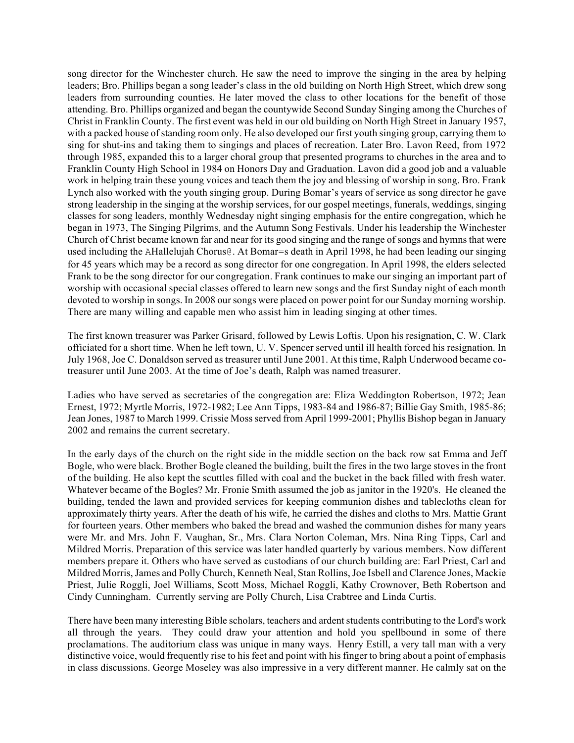song director for the Winchester church. He saw the need to improve the singing in the area by helping leaders; Bro. Phillips began a song leader's class in the old building on North High Street, which drew song leaders from surrounding counties. He later moved the class to other locations for the benefit of those attending. Bro. Phillips organized and began the countywide Second Sunday Singing among the Churches of Christ in Franklin County. The first event was held in our old building on North High Street in January 1957, with a packed house of standing room only. He also developed our first youth singing group, carrying them to sing for shut-ins and taking them to singings and places of recreation. Later Bro. Lavon Reed, from 1972 through 1985, expanded this to a larger choral group that presented programs to churches in the area and to Franklin County High School in 1984 on Honors Day and Graduation. Lavon did a good job and a valuable work in helping train these young voices and teach them the joy and blessing of worship in song. Bro. Frank Lynch also worked with the youth singing group. During Bomar's years of service as song director he gave strong leadership in the singing at the worship services, for our gospel meetings, funerals, weddings, singing classes for song leaders, monthly Wednesday night singing emphasis for the entire congregation, which he began in 1973, The Singing Pilgrims, and the Autumn Song Festivals. Under his leadership the Winchester Church of Christ became known far and near for its good singing and the range of songs and hymns that were used including the AHallelujah Chorus@. At Bomar=s death in April 1998, he had been leading our singing for 45 years which may be a record as song director for one congregation. In April 1998, the elders selected Frank to be the song director for our congregation. Frank continues to make our singing an important part of worship with occasional special classes offered to learn new songs and the first Sunday night of each month devoted to worship in songs. In 2008 our songs were placed on power point for our Sunday morning worship. There are many willing and capable men who assist him in leading singing at other times.

The first known treasurer was Parker Grisard, followed by Lewis Loftis. Upon his resignation, C. W. Clark officiated for a short time. When he left town, U. V. Spencer served until ill health forced his resignation. In July 1968, Joe C. Donaldson served as treasurer until June 2001. At this time, Ralph Underwood became co-treasurer until June 2003. At the time of Joe's death, Ralph was named treasurer.

Ladies who have served as secretaries of the congregation are: Eliza Weddington Robertson, 1972; Jean Ernest, 1972; Myrtle Morris, 1972-1982; Lee Ann Tipps, 1983-84 and 1986-87; Billie Gay Smith, 1985-86; Jean Jones, 1987 to March 1999. Crissie Moss served from April 1999-2001; Phyllis Bishop began in January 2002 and remains the current secretary.

In the early days of the church on the right side in the middle section on the back row sat Emma and Jeff Bogle, who were black. Brother Bogle cleaned the building, built the fires in the two large stoves in the front of the building. He also kept the scuttles filled with coal and the bucket in the back filled with fresh water. Whatever became of the Bogles? Mr. Fronie Smith assumed the job as janitor in the 1920's. He cleaned the building, tended the lawn and provided services for keeping communion dishes and tablecloths clean for approximately thirty years. After the death of his wife, he carried the dishes and cloths to Mrs. Mattie Grant for fourteen years. Other members who baked the bread and washed the communion dishes for many years were Mr. and Mrs. John F. Vaughan, Sr., Mrs. Clara Norton Coleman, Mrs. Nina Ring Tipps, Carl and Mildred Morris. Preparation of this service was later handled quarterly by various members. Now different members prepare it. Others who have served as custodians of our church building are: Earl Priest, Carl and Mildred Morris, James and Polly Church, Kenneth Neal, Stan Rollins, Joe Isbell and Clarence Jones, Mackie Priest, Julie Roggli, Joel Williams, Scott Moss, Michael Roggli, Kathy Crownover, Beth Robertson and Cindy Cunningham. Currently serving are Polly Church, Lisa Crabtree and Linda Curtis.

There have been many interesting Bible scholars, teachers and ardent students contributing to the Lord's work all through the years. They could draw your attention and hold you spellbound in some of there proclamations. The auditorium class was unique in many ways. Henry Estill, a very tall man with a very distinctive voice, would frequently rise to his feet and point with his finger to bring about a point of emphasis in class discussions. George Moseley was also impressive in a very different manner. He calmly sat on the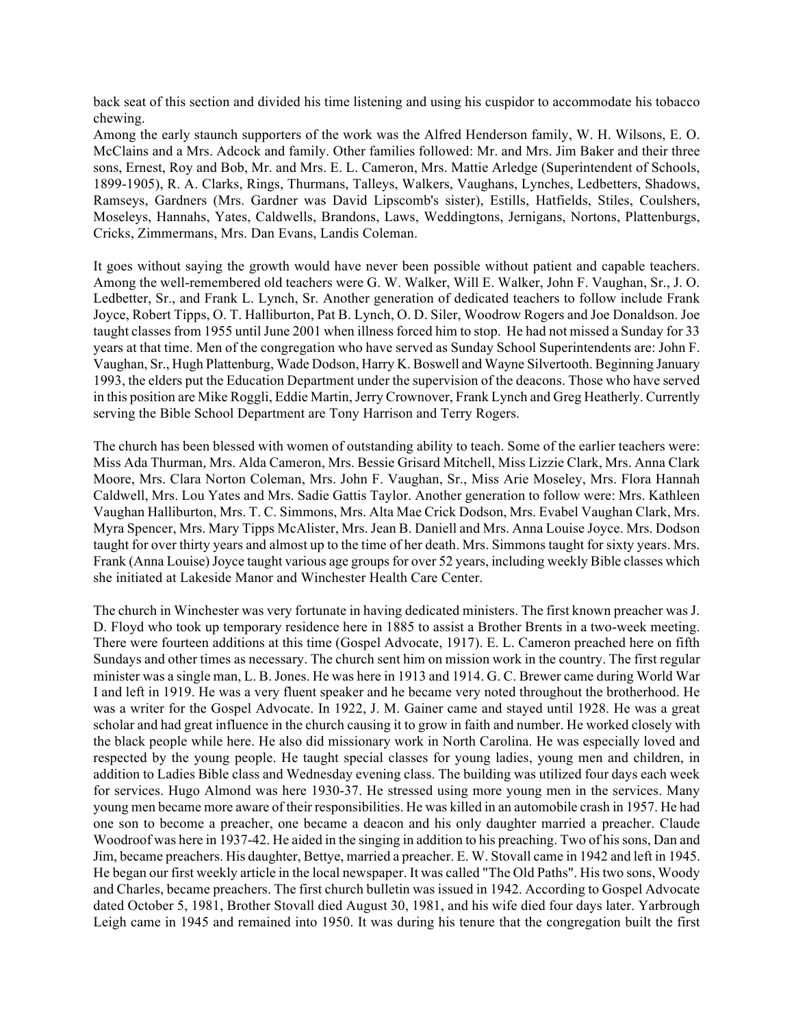back seat of this section and divided his time listening and using his cuspidor to accommodate his tobacco chewing.

Among the early staunch supporters of the work was the Alfred Henderson family, W. H. Wilsons, E. O. McClains and a Mrs. Adcock and family. Other families followed: Mr. and Mrs. Jim Baker and their three sons, Ernest, Roy and Bob, Mr. and Mrs. E. L. Cameron, Mrs. Mattie Arledge (Superintendent of Schools, 1899-1905), R. A. Clarks, Rings, Thurmans, Talleys, Walkers, Vaughans, Lynches, Ledbetters, Shadows, Ramseys, Gardners (Mrs. Gardner was David Lipscomb's sister), Estills, Hatfields, Stiles, Coulshers, Moseleys, Hannahs, Yates, Caldwells, Brandons, Laws, Weddingtons, Jernigans, Nortons, Plattenburgs, Cricks, Zimmermans, Mrs. Dan Evans, Landis Coleman.

It goes without saying the growth would have never been possible without patient and capable teachers. Among the well-remembered old teachers were G. W. Walker, Will E. Walker, John F. Vaughan, Sr., J. O. Ledbetter, Sr., and Frank L. Lynch, Sr. Another generation of dedicated teachers to follow include Frank Joyce, Robert Tipps, O. T. Halliburton, Pat B. Lynch, O. D. Siler, Woodrow Rogers and Joe Donaldson. Joe taught classes from 1955 until June 2001 when illness forced him to stop. He had not missed a Sunday for 33 years at that time. Men of the congregation who have served as Sunday School Superintendents are: John F. Vaughan, Sr., Hugh Plattenburg, Wade Dodson, Harry K. Boswell and Wayne Silvertooth. Beginning January 1993, the elders put the Education Department under the supervision of the deacons. Those who have served in this position are Mike Roggli, Eddie Martin, Jerry Crownover, Frank Lynch and Greg Heatherly. Currently serving the Bible School Department are Tony Harrison and Terry Rogers.

The church has been blessed with women of outstanding ability to teach. Some of the earlier teachers were: Miss Ada Thurman, Mrs. Alda Cameron, Mrs. Bessie Grisard Mitchell, Miss Lizzie Clark, Mrs. Anna Clark Moore, Mrs. Clara Norton Coleman, Mrs. John F. Vaughan, Sr., Miss Arie Moseley, Mrs. Flora Hannah Caldwell, Mrs. Lou Yates and Mrs. Sadie Gattis Taylor. Another generation to follow were: Mrs. Kathleen Vaughan Halliburton, Mrs. T. C. Simmons, Mrs. Alta Mae Crick Dodson, Mrs. Evabel Vaughan Clark, Mrs. Myra Spencer, Mrs. Mary Tipps McAlister, Mrs. Jean B. Daniell and Mrs. Anna Louise Joyce. Mrs. Dodson taught for over thirty years and almost up to the time of her death. Mrs. Simmons taught for sixty years. Mrs. Frank (Anna Louise) Joyce taught various age groups for over 52 years, including weekly Bible classes which she initiated at Lakeside Manor and Winchester Health Care Center.

The church in Winchester was very fortunate in having dedicated ministers. The first known preacher was J. D. Floyd who took up temporary residence here in 1885 to assist a Brother Brents in a two-week meeting. There were fourteen additions at this time (Gospel Advocate, 1917). E. L. Cameron preached here on fifth Sundays and other times as necessary. The church sent him on mission work in the country. The first regular minister was a single man, L. B. Jones. He was here in 1913 and 1914. G. C. Brewer came during World War I and left in 1919. He was a very fluent speaker and he became very noted throughout the brotherhood. He was a writer for the Gospel Advocate. In 1922, J. M. Gainer came and stayed until 1928. He was a great scholar and had great influence in the church causing it to grow in faith and number. He worked closely with the black people while here. He also did missionary work in North Carolina. He was especially loved and respected by the young people. He taught special classes for young ladies, young men and children, in addition to Ladies Bible class and Wednesday evening class. The building was utilized four days each week for services. Hugo Almond was here 1930-37. He stressed using more young men in the services. Many young men became more aware of their responsibilities. He was killed in an automobile crash in 1957. He had one son to become a preacher, one became a deacon and his only daughter married a preacher. Claude Woodroof was here in 1937-42. He aided in the singing in addition to his preaching. Two of his sons, Dan and Jim, became preachers. His daughter, Bettye, married a preacher. E. W. Stovall came in 1942 and left in 1945. He began our first weekly article in the local newspaper. It was called "The Old Paths". His two sons, Woody and Charles, became preachers. The first church bulletin was issued in 1942. According to Gospel Advocate dated October 5, 1981, Brother Stovall died August 30, 1981, and his wife died four days later. Yarbrough Leigh came in 1945 and remained into 1950. It was during his tenure that the congregation built the first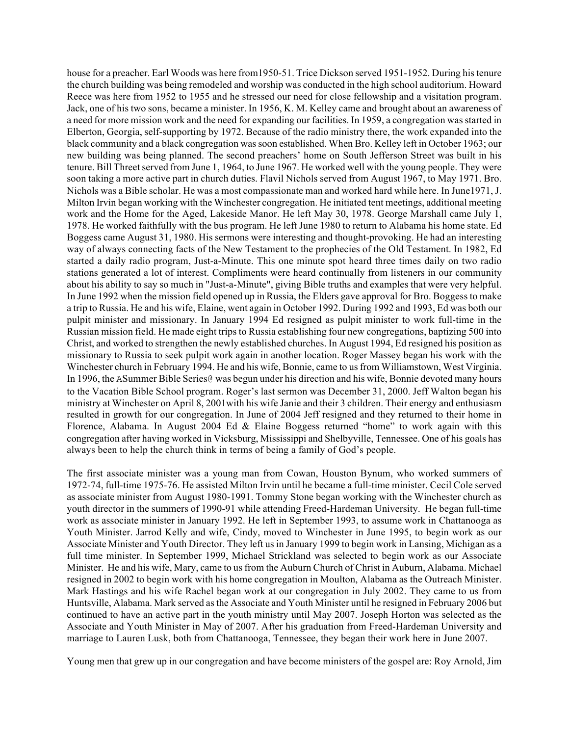house for a preacher. Earl Woods was here from1950-51. Trice Dickson served 1951-1952. During his tenure the church building was being remodeled and worship was conducted in the high school auditorium. Howard Reece was here from 1952 to 1955 and he stressed our need for close fellowship and a visitation program. Jack, one of his two sons, became a minister. In 1956, K. M. Kelley came and brought about an awareness of a need for more mission work and the need for expanding our facilities. In 1959, a congregation was started in Elberton, Georgia, self-supporting by 1972. Because of the radio ministry there, the work expanded into the black community and a black congregation was soon established. When Bro. Kelley left in October 1963; our new building was being planned. The second preachers' home on South Jefferson Street was built in his tenure. Bill Threet served from June 1, 1964, to June 1967. He worked well with the young people. They were soon taking a more active part in church duties. Flavil Nichols served from August 1967, to May 1971. Bro. Nichols was a Bible scholar. He was a most compassionate man and worked hard while here. In June1971, J. Milton Irvin began working with the Winchester congregation. He initiated tent meetings, additional meeting work and the Home for the Aged, Lakeside Manor. He left May 30, 1978. George Marshall came July 1, 1978. He worked faithfully with the bus program. He left June 1980 to return to Alabama his home state. Ed Boggess came August 31, 1980. His sermons were interesting and thought-provoking. He had an interesting way of always connecting facts of the New Testament to the prophecies of the Old Testament. In 1982, Ed started a daily radio program, Just-a-Minute. This one minute spot heard three times daily on two radio stations generated a lot of interest. Compliments were heard continually from listeners in our community about his ability to say so much in "Just-a-Minute", giving Bible truths and examples that were very helpful. In June 1992 when the mission field opened up in Russia, the Elders gave approval for Bro. Boggess to make a trip to Russia. He and his wife, Elaine, went again in October 1992. During 1992 and 1993, Ed was both our pulpit minister and missionary. In January 1994 Ed resigned as pulpit minister to work full-time in the Russian mission field. He made eight trips to Russia establishing four new congregations, baptizing 500 into Christ, and worked to strengthen the newly established churches. In August 1994, Ed resigned his position as missionary to Russia to seek pulpit work again in another location. Roger Massey began his work with the Winchester church in February 1994. He and his wife, Bonnie, came to us from Williamstown, West Virginia. In 1996, the ASummer Bible Series@ was begun under his direction and his wife, Bonnie devoted many hours to the Vacation Bible School program. Roger's last sermon was December 31, 2000. Jeff Walton began his ministry at Winchester on April 8, 2001with his wife Janie and their 3 children. Their energy and enthusiasm resulted in growth for our congregation. In June of 2004 Jeff resigned and they returned to their home in Florence, Alabama. In August 2004 Ed & Elaine Boggess returned "home" to work again with this congregation after having worked in Vicksburg, Mississippi and Shelbyville, Tennessee. One of his goals has always been to help the church think in terms of being a family of God's people.

The first associate minister was a young man from Cowan, Houston Bynum, who worked summers of 1972-74, full-time 1975-76. He assisted Milton Irvin until he became a full-time minister. Cecil Cole served as associate minister from August 1980-1991. Tommy Stone began working with the Winchester church as youth director in the summers of 1990-91 while attending Freed-Hardeman University. He began full-time work as associate minister in January 1992. He left in September 1993, to assume work in Chattanooga as Youth Minister. Jarrod Kelly and wife, Cindy, moved to Winchester in June 1995, to begin work as our Associate Minister and Youth Director. They left us in January 1999 to begin work in Lansing, Michigan as a full time minister. In September 1999, Michael Strickland was selected to begin work as our Associate Minister. He and his wife, Mary, came to us from the Auburn Church of Christ in Auburn, Alabama. Michael resigned in 2002 to begin work with his home congregation in Moulton, Alabama as the Outreach Minister. Mark Hastings and his wife Rachel began work at our congregation in July 2002. They came to us from Huntsville, Alabama. Mark served as the Associate and Youth Minister until he resigned in February 2006 but continued to have an active part in the youth ministry until May 2007. Joseph Horton was selected as the Associate and Youth Minister in May of 2007. After his graduation from Freed-Hardeman University and marriage to Lauren Lusk, both from Chattanooga, Tennessee, they began their work here in June 2007.

Young men that grew up in our congregation and have become ministers of the gospel are: Roy Arnold, Jim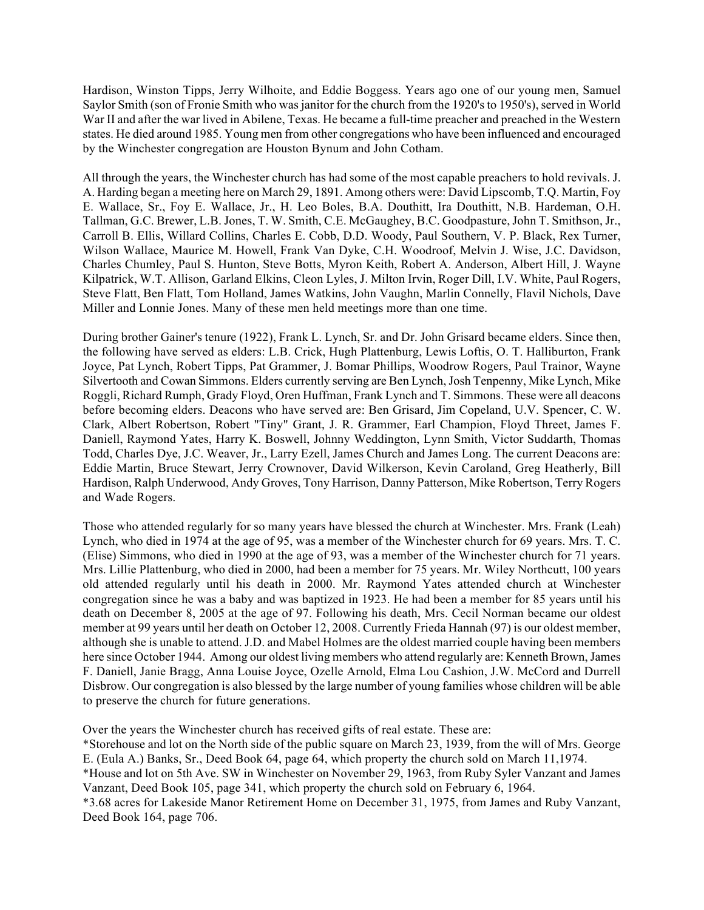Hardison, Winston Tipps, Jerry Wilhoite, and Eddie Boggess. Years ago one of our young men, Samuel Saylor Smith (son of Fronie Smith who was janitor for the church from the 1920's to 1950's), served in World War II and after the war lived in Abilene, Texas. He became a full-time preacher and preached in the Western states. He died around 1985. Young men from other congregations who have been influenced and encouraged by the Winchester congregation are Houston Bynum and John Cotham.

All through the years, the Winchester church has had some of the most capable preachers to hold revivals. J. A. Harding began a meeting here on March 29, 1891. Among others were: David Lipscomb, T.Q. Martin, Foy E. Wallace, Sr., Foy E. Wallace, Jr., H. Leo Boles, B.A. Douthitt, Ira Douthitt, N.B. Hardeman, O.H. Tallman, G.C. Brewer, L.B. Jones, T. W. Smith, C.E. McGaughey, B.C. Goodpasture, John T. Smithson, Jr., Carroll B. Ellis, Willard Collins, Charles E. Cobb, D.D. Woody, Paul Southern, V. P. Black, Rex Turner, Wilson Wallace, Maurice M. Howell, Frank Van Dyke, C.H. Woodroof, Melvin J. Wise, J.C. Davidson, Charles Chumley, Paul S. Hunton, Steve Botts, Myron Keith, Robert A. Anderson, Albert Hill, J. Wayne Kilpatrick, W.T. Allison, Garland Elkins, Cleon Lyles, J. Milton Irvin, Roger Dill, I.V. White, Paul Rogers, Steve Flatt, Ben Flatt, Tom Holland, James Watkins, John Vaughn, Marlin Connelly, Flavil Nichols, Dave Miller and Lonnie Jones. Many of these men held meetings more than one time.

During brother Gainer's tenure (1922), Frank L. Lynch, Sr. and Dr. John Grisard became elders. Since then, the following have served as elders: L.B. Crick, Hugh Plattenburg, Lewis Loftis, O. T. Halliburton, Frank Joyce, Pat Lynch, Robert Tipps, Pat Grammer, J. Bomar Phillips, Woodrow Rogers, Paul Trainor, Wayne Silvertooth and Cowan Simmons. Elders currently serving are Ben Lynch, Josh Tenpenny, Mike Lynch, Mike Roggli, Richard Rumph, Grady Floyd, Oren Huffman, Frank Lynch and T. Simmons. These were all deacons before becoming elders. Deacons who have served are: Ben Grisard, Jim Copeland, U.V. Spencer, C. W. Clark, Albert Robertson, Robert "Tiny" Grant, J. R. Grammer, Earl Champion, Floyd Threet, James F. Daniell, Raymond Yates, Harry K. Boswell, Johnny Weddington, Lynn Smith, Victor Suddarth, Thomas Todd, Charles Dye, J.C. Weaver, Jr., Larry Ezell, James Church and James Long. The current Deacons are: Eddie Martin, Bruce Stewart, Jerry Crownover, David Wilkerson, Kevin Caroland, Greg Heatherly, Bill Hardison, Ralph Underwood, Andy Groves, Tony Harrison, Danny Patterson, Mike Robertson, Terry Rogers and Wade Rogers.

Those who attended regularly for so many years have blessed the church at Winchester. Mrs. Frank (Leah) Lynch, who died in 1974 at the age of 95, was a member of the Winchester church for 69 years. Mrs. T. C. (Elise) Simmons, who died in 1990 at the age of 93, was a member of the Winchester church for 71 years. Mrs. Lillie Plattenburg, who died in 2000, had been a member for 75 years. Mr. Wiley Northcutt, 100 years old attended regularly until his death in 2000. Mr. Raymond Yates attended church at Winchester congregation since he was a baby and was baptized in 1923. He had been a member for 85 years until his death on December 8, 2005 at the age of 97. Following his death, Mrs. Cecil Norman became our oldest member at 99 years until her death on October 12, 2008. Currently Frieda Hannah (97) is our oldest member, although she is unable to attend. J.D. and Mabel Holmes are the oldest married couple having been members here since October 1944. Among our oldest living members who attend regularly are: Kenneth Brown, James F. Daniell, Janie Bragg, Anna Louise Joyce, Ozelle Arnold, Elma Lou Cashion, J.W. McCord and Durrell Disbrow. Our congregation is also blessed by the large number of young families whose children will be able to preserve the church for future generations.

Over the years the Winchester church has received gifts of real estate. These are:

*Storehouse and lot on the North side of the public square on March 23, 1939, from the will of Mrs. George E. (Eula A.) Banks, Sr., Deed Book 64, page 64, which property the church sold on March 11,1974.

*House and lot on 5th Ave. SW in Winchester on November 29, 1963, from Ruby Syler Vanzant and James Vanzant, Deed Book 105, page 341, which property the church sold on February 6, 1964.

*3.68 acres for Lakeside Manor Retirement Home on December 31, 1975, from James and Ruby Vanzant, Deed Book 164, page 706.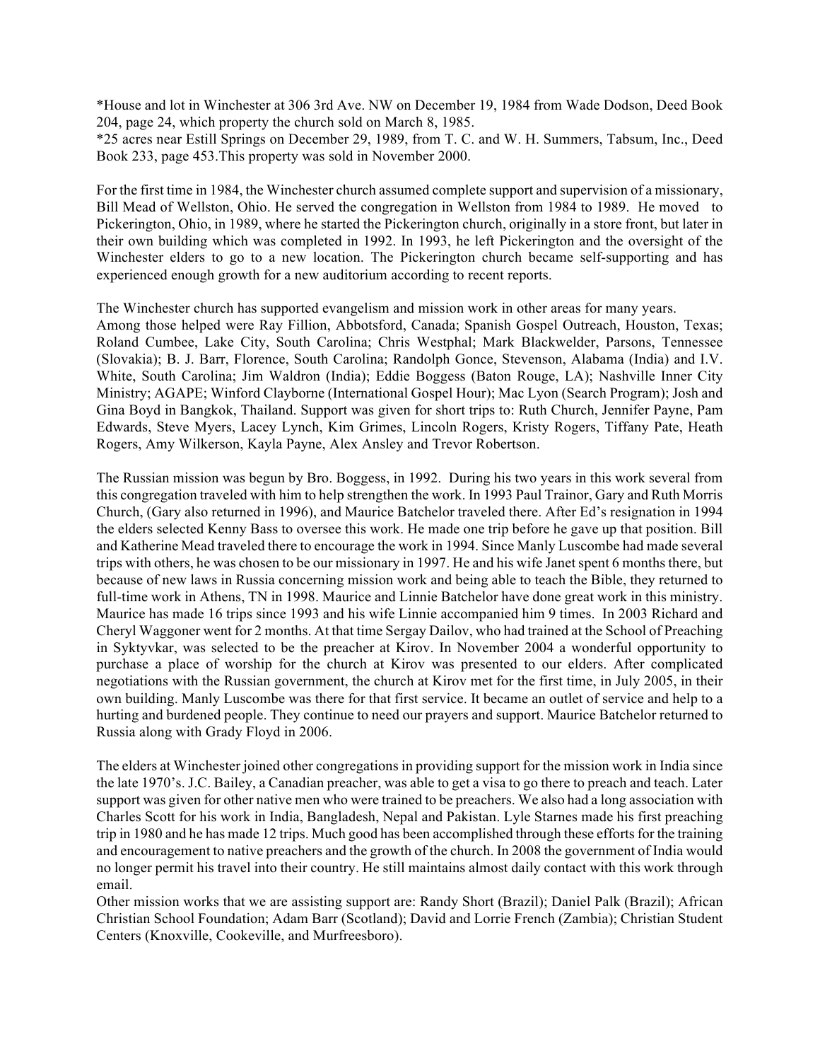*House and lot in Winchester at 306 3rd Ave. NW on December 19, 1984 from Wade Dodson, Deed Book 204, page 24, which property the church sold on March 8, 1985.
*25 acres near Estill Springs on December 29, 1989, from T. C. and W. H. Summers, Tabsum, Inc., Deed Book 233, page 453.This property was sold in November 2000.

For the first time in 1984, the Winchester church assumed complete support and supervision of a missionary, Bill Mead of Wellston, Ohio. He served the congregation in Wellston from 1984 to 1989. He moved to Pickerington, Ohio, in 1989, where he started the Pickerington church, originally in a store front, but later in their own building which was completed in 1992. In 1993, he left Pickerington and the oversight of the Winchester elders to go to a new location. The Pickerington church became self-supporting and has experienced enough growth for a new auditorium according to recent reports.

The Winchester church has supported evangelism and mission work in other areas for many years.
Among those helped were Ray Fillion, Abbotsford, Canada; Spanish Gospel Outreach, Houston, Texas; Roland Cumbee, Lake City, South Carolina; Chris Westphal; Mark Blackwelder, Parsons, Tennessee (Slovakia); B. J. Barr, Florence, South Carolina; Randolph Gonce, Stevenson, Alabama (India) and I.V. White, South Carolina; Jim Waldron (India); Eddie Boggess (Baton Rouge, LA); Nashville Inner City Ministry; AGAPE; Winford Clayborne (International Gospel Hour); Mac Lyon (Search Program); Josh and Gina Boyd in Bangkok, Thailand. Support was given for short trips to: Ruth Church, Jennifer Payne, Pam Edwards, Steve Myers, Lacey Lynch, Kim Grimes, Lincoln Rogers, Kristy Rogers, Tiffany Pate, Heath Rogers, Amy Wilkerson, Kayla Payne, Alex Ansley and Trevor Robertson.

The Russian mission was begun by Bro. Boggess, in 1992. During his two years in this work several from this congregation traveled with him to help strengthen the work. In 1993 Paul Trainor, Gary and Ruth Morris Church, (Gary also returned in 1996), and Maurice Batchelor traveled there. After Ed's resignation in 1994 the elders selected Kenny Bass to oversee this work. He made one trip before he gave up that position. Bill and Katherine Mead traveled there to encourage the work in 1994. Since Manly Luscombe had made several trips with others, he was chosen to be our missionary in 1997. He and his wife Janet spent 6 months there, but because of new laws in Russia concerning mission work and being able to teach the Bible, they returned to full-time work in Athens, TN in 1998. Maurice and Linnie Batchelor have done great work in this ministry. Maurice has made 16 trips since 1993 and his wife Linnie accompanied him 9 times. In 2003 Richard and Cheryl Waggoner went for 2 months. At that time Sergay Dailov, who had trained at the School of Preaching in Syktyvkar, was selected to be the preacher at Kirov. In November 2004 a wonderful opportunity to purchase a place of worship for the church at Kirov was presented to our elders. After complicated negotiations with the Russian government, the church at Kirov met for the first time, in July 2005, in their own building. Manly Luscombe was there for that first service. It became an outlet of service and help to a hurting and burdened people. They continue to need our prayers and support. Maurice Batchelor returned to Russia along with Grady Floyd in 2006.

The elders at Winchester joined other congregations in providing support for the mission work in India since the late 1970's. J.C. Bailey, a Canadian preacher, was able to get a visa to go there to preach and teach. Later support was given for other native men who were trained to be preachers. We also had a long association with Charles Scott for his work in India, Bangladesh, Nepal and Pakistan. Lyle Starnes made his first preaching trip in 1980 and he has made 12 trips. Much good has been accomplished through these efforts for the training and encouragement to native preachers and the growth of the church. In 2008 the government of India would no longer permit his travel into their country. He still maintains almost daily contact with this work through email.
Other mission works that we are assisting support are: Randy Short (Brazil); Daniel Palk (Brazil); African Christian School Foundation; Adam Barr (Scotland); David and Lorrie French (Zambia); Christian Student Centers (Knoxville, Cookeville, and Murfreesboro).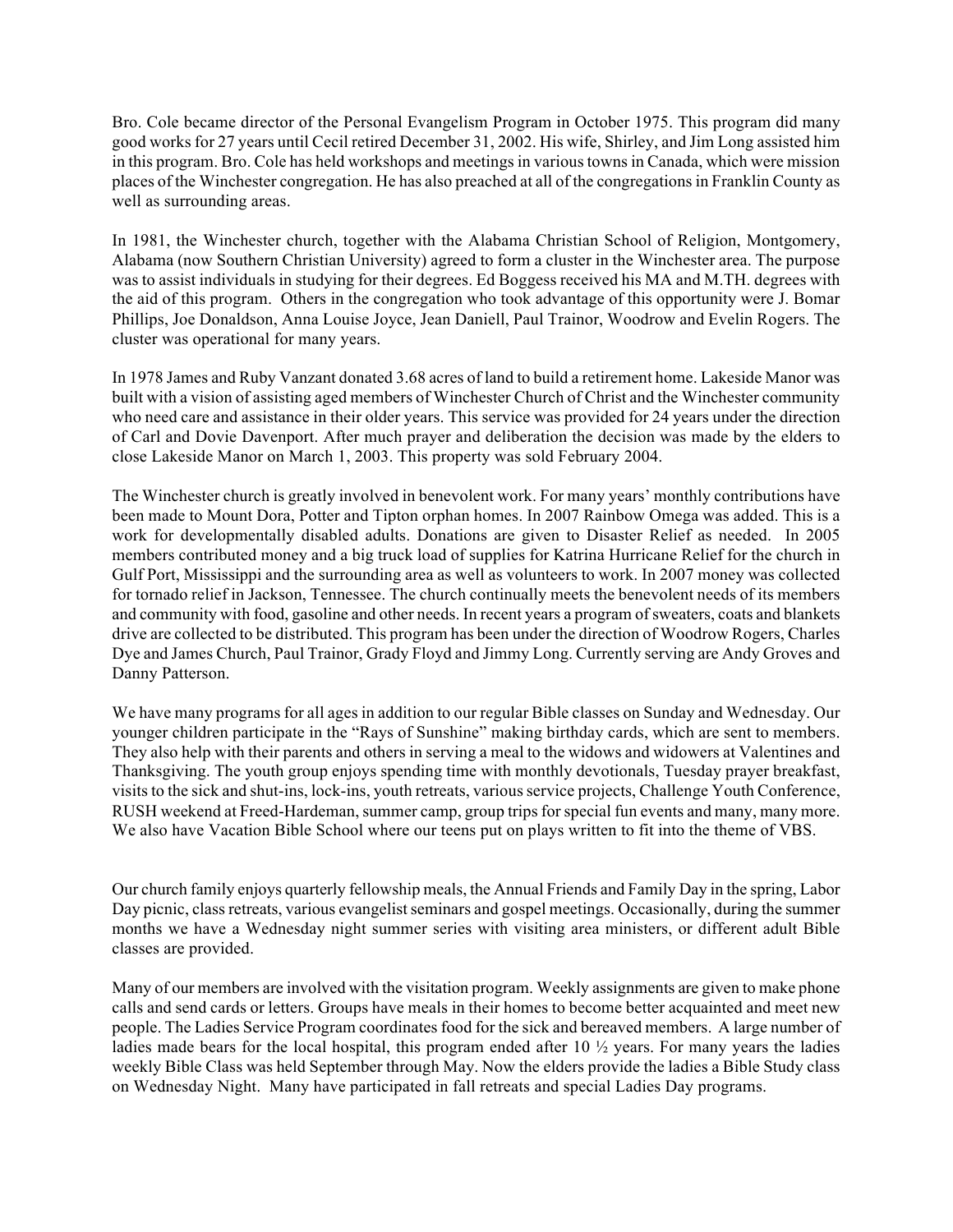Bro. Cole became director of the Personal Evangelism Program in October 1975. This program did many good works for 27 years until Cecil retired December 31, 2002. His wife, Shirley, and Jim Long assisted him in this program. Bro. Cole has held workshops and meetings in various towns in Canada, which were mission places of the Winchester congregation. He has also preached at all of the congregations in Franklin County as well as surrounding areas.

In 1981, the Winchester church, together with the Alabama Christian School of Religion, Montgomery, Alabama (now Southern Christian University) agreed to form a cluster in the Winchester area. The purpose was to assist individuals in studying for their degrees. Ed Boggess received his MA and M.TH. degrees with the aid of this program. Others in the congregation who took advantage of this opportunity were J. Bomar Phillips, Joe Donaldson, Anna Louise Joyce, Jean Daniell, Paul Trainor, Woodrow and Evelin Rogers. The cluster was operational for many years.

In 1978 James and Ruby Vanzant donated 3.68 acres of land to build a retirement home. Lakeside Manor was built with a vision of assisting aged members of Winchester Church of Christ and the Winchester community who need care and assistance in their older years. This service was provided for 24 years under the direction of Carl and Dovie Davenport. After much prayer and deliberation the decision was made by the elders to close Lakeside Manor on March 1, 2003. This property was sold February 2004.

The Winchester church is greatly involved in benevolent work. For many years' monthly contributions have been made to Mount Dora, Potter and Tipton orphan homes. In 2007 Rainbow Omega was added. This is a work for developmentally disabled adults. Donations are given to Disaster Relief as needed. In 2005 members contributed money and a big truck load of supplies for Katrina Hurricane Relief for the church in Gulf Port, Mississippi and the surrounding area as well as volunteers to work. In 2007 money was collected for tornado relief in Jackson, Tennessee. The church continually meets the benevolent needs of its members and community with food, gasoline and other needs. In recent years a program of sweaters, coats and blankets drive are collected to be distributed. This program has been under the direction of Woodrow Rogers, Charles Dye and James Church, Paul Trainor, Grady Floyd and Jimmy Long. Currently serving are Andy Groves and Danny Patterson.

We have many programs for all ages in addition to our regular Bible classes on Sunday and Wednesday. Our younger children participate in the "Rays of Sunshine" making birthday cards, which are sent to members. They also help with their parents and others in serving a meal to the widows and widowers at Valentines and Thanksgiving. The youth group enjoys spending time with monthly devotionals, Tuesday prayer breakfast, visits to the sick and shut-ins, lock-ins, youth retreats, various service projects, Challenge Youth Conference, RUSH weekend at Freed-Hardeman, summer camp, group trips for special fun events and many, many more. We also have Vacation Bible School where our teens put on plays written to fit into the theme of VBS.

Our church family enjoys quarterly fellowship meals, the Annual Friends and Family Day in the spring, Labor Day picnic, class retreats, various evangelist seminars and gospel meetings. Occasionally, during the summer months we have a Wednesday night summer series with visiting area ministers, or different adult Bible classes are provided.

Many of our members are involved with the visitation program. Weekly assignments are given to make phone calls and send cards or letters. Groups have meals in their homes to become better acquainted and meet new people. The Ladies Service Program coordinates food for the sick and bereaved members. A large number of ladies made bears for the local hospital, this program ended after 10 ½ years. For many years the ladies weekly Bible Class was held September through May. Now the elders provide the ladies a Bible Study class on Wednesday Night. Many have participated in fall retreats and special Ladies Day programs.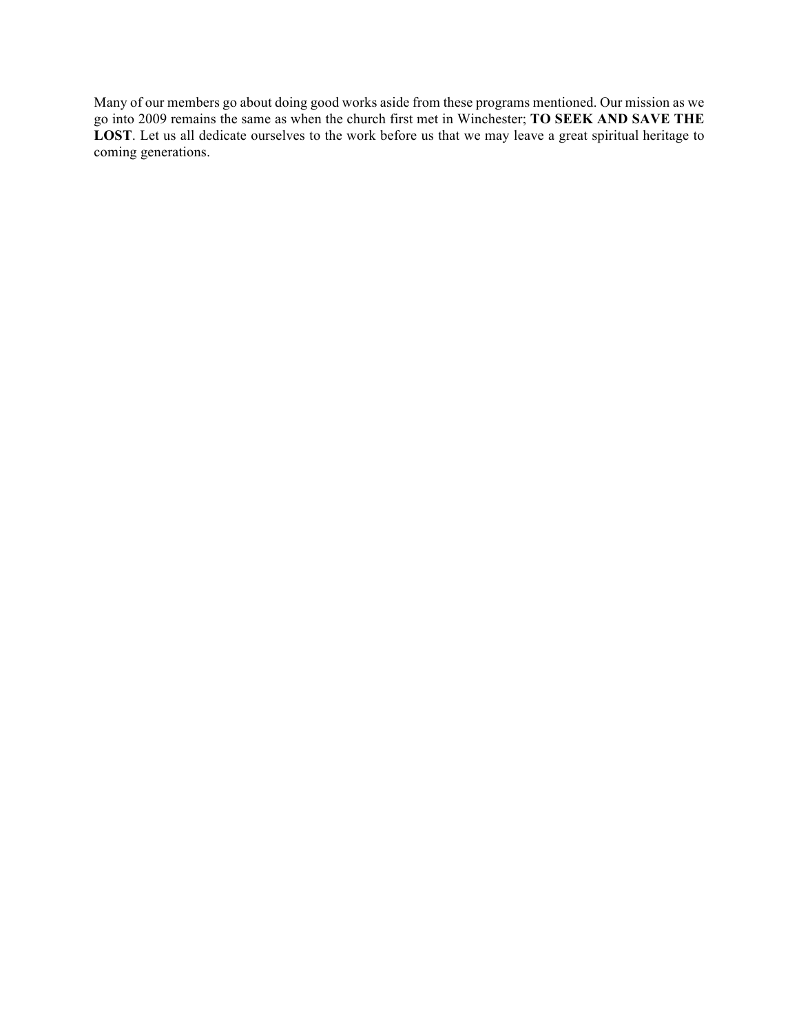Many of our members go about doing good works aside from these programs mentioned. Our mission as we go into 2009 remains the same as when the church first met in Winchester; **TO SEEK AND SAVE THE LOST**. Let us all dedicate ourselves to the work before us that we may leave a great spiritual heritage to coming generations.